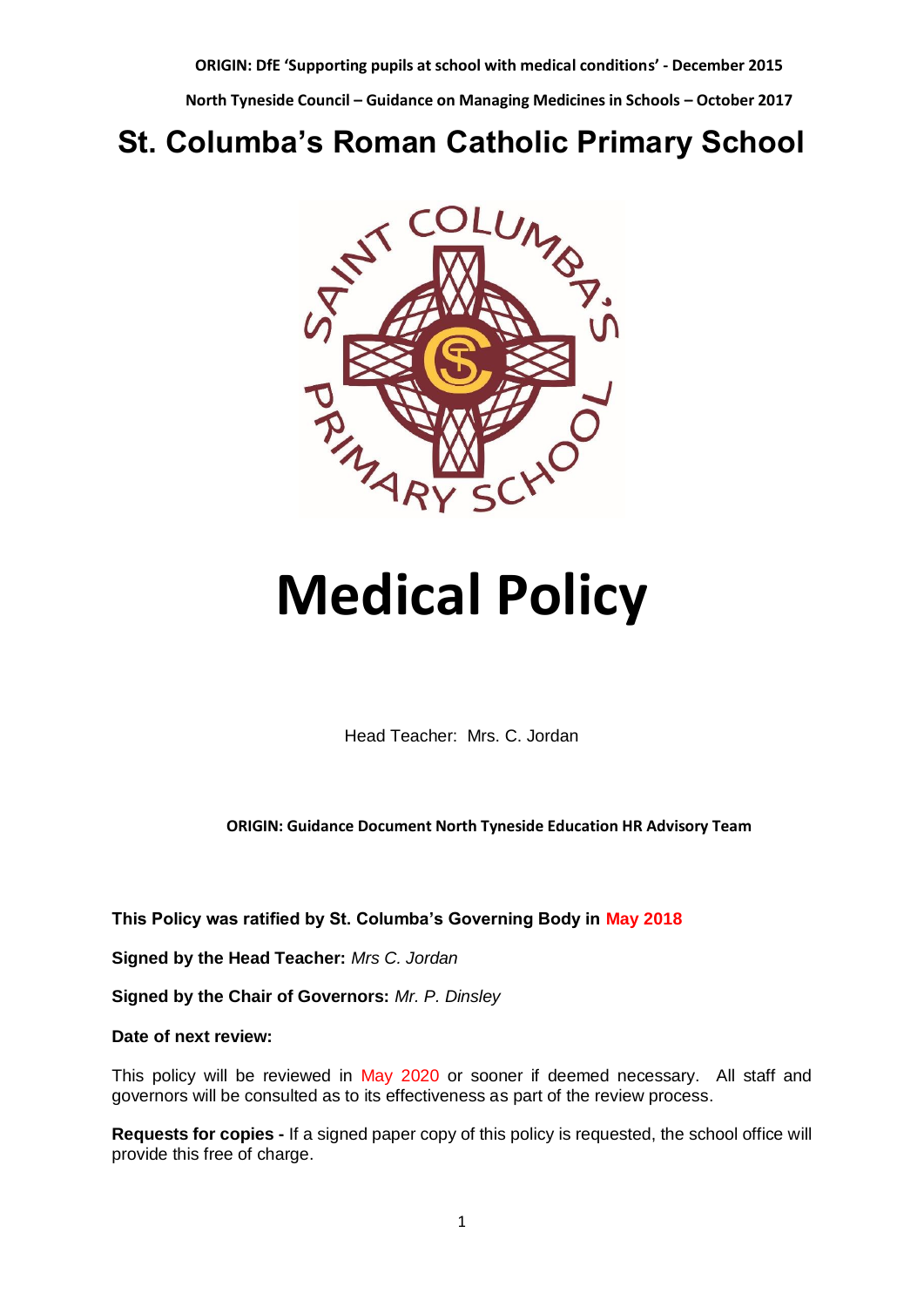**ORIGIN: DfE 'Supporting pupils at school with medical conditions' - December 2015**

**North Tyneside Council – Guidance on Managing Medicines in Schools – October 2017**

# St. Columba's Roman Catholic Primary School

# Medical Policy

Head Teacher: Mrs. C. Jordan

**ORIGIN: Guidance Document North Tyneside Education HR Advisory Team**

**This Policy was ratified by St. Columba's Governing Body in May 2018**

**Signed by the Head Teacher:** *Mrs C. Jordan*

**Signed by the Chair of Governors:** *Mr. P. Dinsley*

**Date of next review:**

This policy will be reviewed in May 2020 or sooner if deemed necessary. All staff and governors will be consulted as to its effectiveness as part of the review process.

**Requests for copies -** If a signed paper copy of this policy is requested, the school office will provide this free of charge.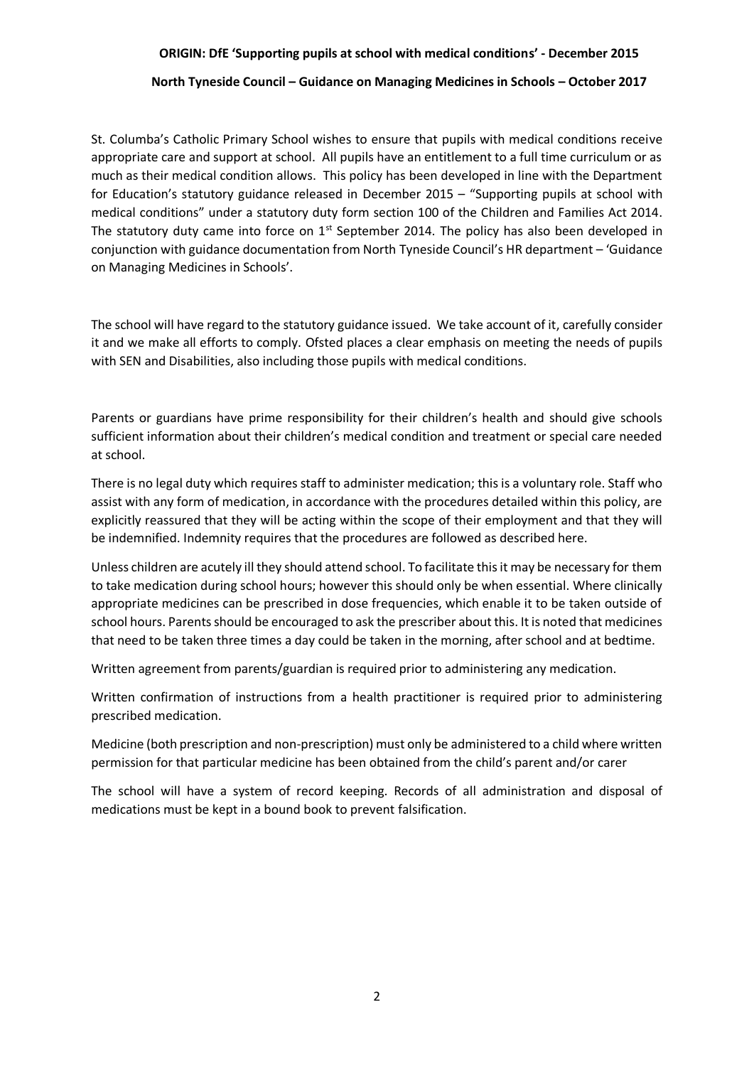**ORIGIN: DfE 'Supporting pupils at school with medical conditions' - December 2015**

**North Tyneside Council – Guidance on Managing Medicines in Schools – October 2017**

St. Columba's Catholic Primary School wishes to ensure that pupils with medical conditions receive appropriate care and support at school. All pupils have an entitlement to a full time curriculum or as much as their medical condition allows. This policy has been developed in line with the Department for Education's statutory guidance released in December 2015 – "Supporting pupils at school with medical conditions" under a statutory duty form section 100 of the Children and Families Act 2014. The statutory duty came into force on 1st September 2014. The policy has also been developed in conjunction with guidance documentation from North Tyneside Council's HR department – 'Guidance on Managing Medicines in Schools'.

The school will have regard to the statutory guidance issued. We take account of it, carefully consider it and we make all efforts to comply. Ofsted places a clear emphasis on meeting the needs of pupils with SEN and Disabilities, also including those pupils with medical conditions.

Parents or guardians have prime responsibility for their children's health and should give schools sufficient information about their children's medical condition and treatment or special care needed at school.

There is no legal duty which requires staff to administer medication; this is a voluntary role. Staff who assist with any form of medication, in accordance with the procedures detailed within this policy, are explicitly reassured that they will be acting within the scope of their employment and that they will be indemnified. Indemnity requires that the procedures are followed as described here.

Unless children are acutely ill they should attend school. To facilitate this it may be necessary for them to take medication during school hours; however this should only be when essential. Where clinically appropriate medicines can be prescribed in dose frequencies, which enable it to be taken outside of school hours. Parents should be encouraged to ask the prescriber about this. It is noted that medicines that need to be taken three times a day could be taken in the morning, after school and at bedtime.

Written agreement from parents/guardian is required prior to administering any medication.

Written confirmation of instructions from a health practitioner is required prior to administering prescribed medication.

Medicine (both prescription and non-prescription) must only be administered to a child where written permission for that particular medicine has been obtained from the child's parent and/or carer

The school will have a system of record keeping. Records of all administration and disposal of medications must be kept in a bound book to prevent falsification.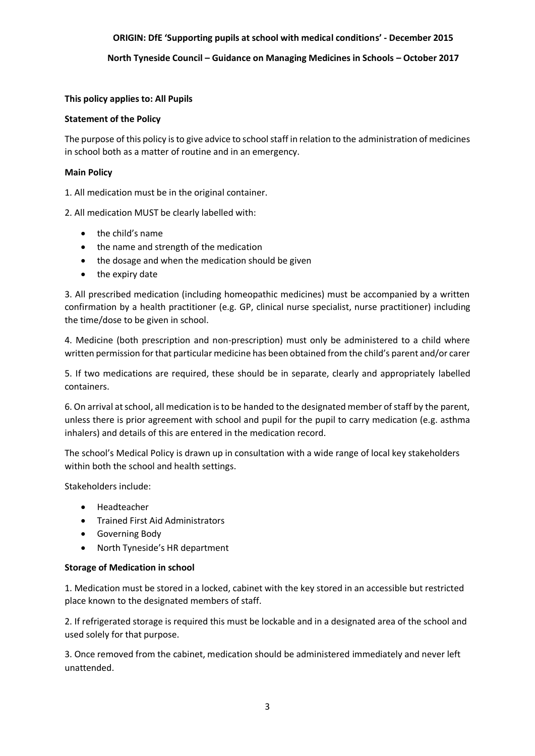**ORIGIN: DfE 'Supporting pupils at school with medical conditions' - December 2015**

**North Tyneside Council – Guidance on Managing Medicines in Schools – October 2017**

**This policy applies to: All Pupils**

**Statement of the Policy**

The purpose of this policy is to give advice to school staff in relation to the administration of medicines in school both as a matter of routine and in an emergency.

**Main Policy**

1. All medication must be in the original container.

2. All medication MUST be clearly labelled with:

- the child's name
- the name and strength of the medication
- the dosage and when the medication should be given
- the expiry date

3. All prescribed medication (including homeopathic medicines) must be accompanied by a written confirmation by a health practitioner (e.g. GP, clinical nurse specialist, nurse practitioner) including the time/dose to be given in school.

4. Medicine (both prescription and non-prescription) must only be administered to a child where written permission for that particular medicine has been obtained from the child's parent and/or carer

5. If two medications are required, these should be in separate, clearly and appropriately labelled containers.

6. On arrival at school, all medication is to be handed to the designated member of staff by the parent, unless there is prior agreement with school and pupil for the pupil to carry medication (e.g. asthma inhalers) and details of this are entered in the medication record.

The school's Medical Policy is drawn up in consultation with a wide range of local key stakeholders within both the school and health settings.

Stakeholders include:

- Headteacher
- Trained First Aid Administrators
- Governing Body
- North Tyneside's HR department

**Storage of Medication in school**

1. Medication must be stored in a locked, cabinet with the key stored in an accessible but restricted place known to the designated members of staff.

2. If refrigerated storage is required this must be lockable and in a designated area of the school and used solely for that purpose.

3. Once removed from the cabinet, medication should be administered immediately and never left unattended.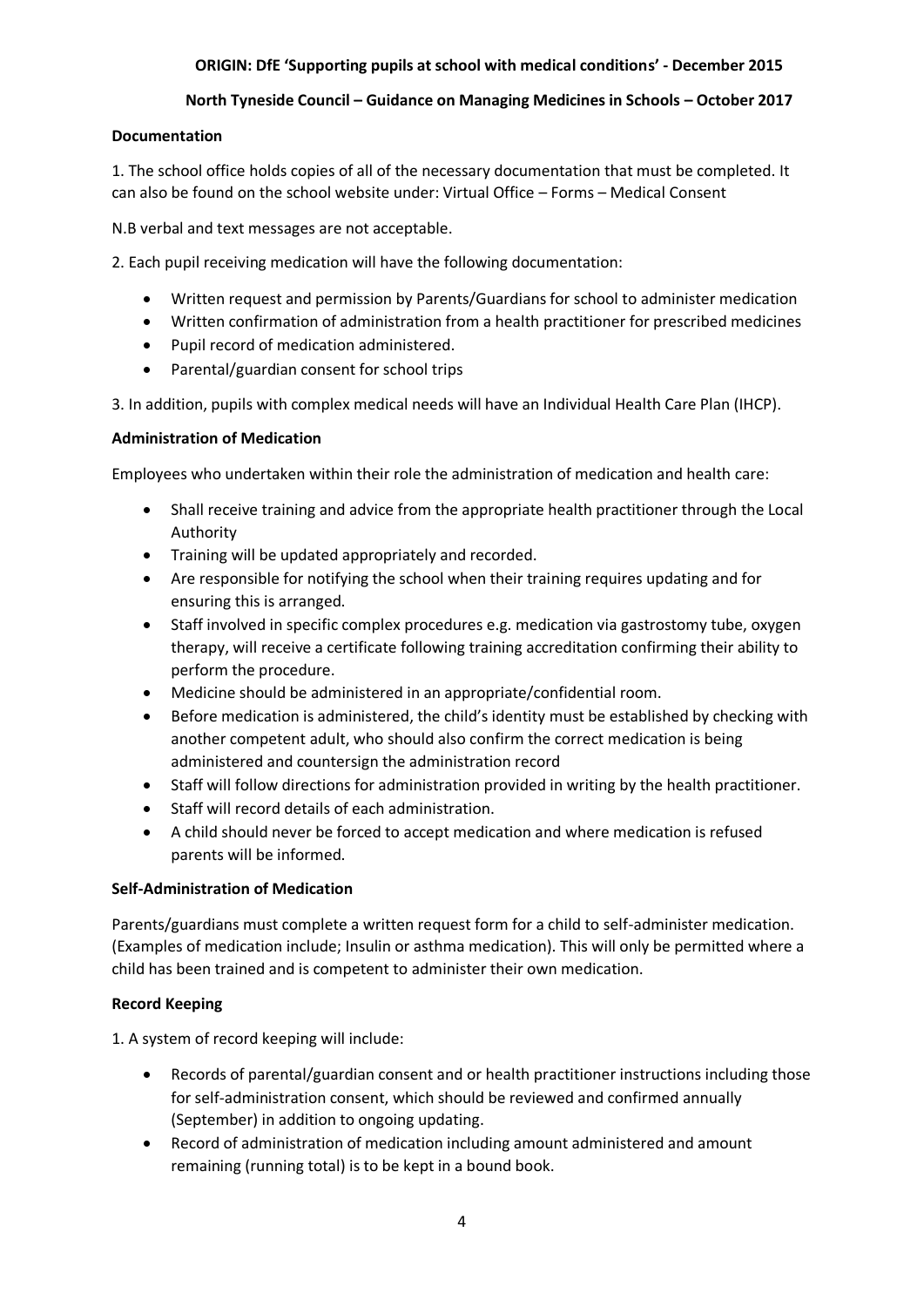**ORIGIN: DfE 'Supporting pupils at school with medical conditions' - December 2015**

**North Tyneside Council – Guidance on Managing Medicines in Schools – October 2017**

**Documentation**

1. The school office holds copies of all of the necessary documentation that must be completed. It can also be found on the school website under: Virtual Office – Forms – Medical Consent

N.B verbal and text messages are not acceptable.

2. Each pupil receiving medication will have the following documentation:

- Written request and permission by Parents/Guardians for school to administer medication
- Written confirmation of administration from a health practitioner for prescribed medicines
- Pupil record of medication administered.
- Parental/guardian consent for school trips

3. In addition, pupils with complex medical needs will have an Individual Health Care Plan (IHCP).

**Administration of Medication**

Employees who undertaken within their role the administration of medication and health care:

- Shall receive training and advice from the appropriate health practitioner through the Local Authority
- Training will be updated appropriately and recorded.
- Are responsible for notifying the school when their training requires updating and for ensuring this is arranged.
- Staff involved in specific complex procedures e.g. medication via gastrostomy tube, oxygen therapy, will receive a certificate following training accreditation confirming their ability to perform the procedure.
- Medicine should be administered in an appropriate/confidential room.
- Before medication is administered, the child's identity must be established by checking with another competent adult, who should also confirm the correct medication is being administered and countersign the administration record
- Staff will follow directions for administration provided in writing by the health practitioner.
- Staff will record details of each administration.
- A child should never be forced to accept medication and where medication is refused parents will be informed.

**Self-Administration of Medication**

Parents/guardians must complete a written request form for a child to self-administer medication. (Examples of medication include; Insulin or asthma medication). This will only be permitted where a child has been trained and is competent to administer their own medication.

**Record Keeping**

1. A system of record keeping will include:

- Records of parental/guardian consent and or health practitioner instructions including those for self-administration consent, which should be reviewed and confirmed annually (September) in addition to ongoing updating.
- Record of administration of medication including amount administered and amount remaining (running total) is to be kept in a bound book.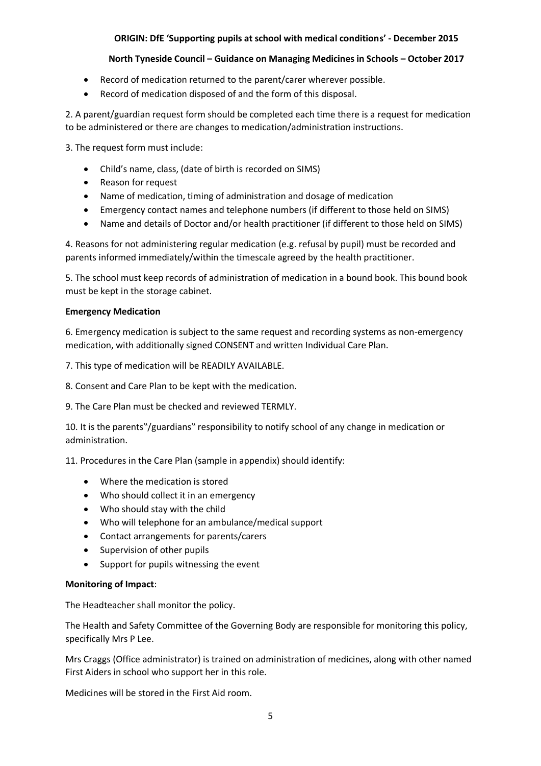- Record of medication returned to the parent/carer wherever possible.
- Record of medication disposed of and the form of this disposal.

2. A parent/guardian request form should be completed each time there is a request for medication to be administered or there are changes to medication/administration instructions.

3. The request form must include:

- Child's name, class, (date of birth is recorded on SIMS)
- Reason for request
- Name of medication, timing of administration and dosage of medication
- Emergency contact names and telephone numbers (if different to those held on SIMS)
- Name and details of Doctor and/or health practitioner (if different to those held on SIMS)

4. Reasons for not administering regular medication (e.g. refusal by pupil) must be recorded and parents informed immediately/within the timescale agreed by the health practitioner.

5. The school must keep records of administration of medication in a bound book. This bound book must be kept in the storage cabinet.

**Emergency Medication**

6. Emergency medication is subject to the same request and recording systems as non-emergency medication, with additionally signed CONSENT and written Individual Care Plan.

7. This type of medication will be READILY AVAILABLE.

8. Consent and Care Plan to be kept with the medication.

9. The Care Plan must be checked and reviewed TERMLY.

10. It is the parents‟/guardians‟ responsibility to notify school of any change in medication or administration.

11. Procedures in the Care Plan (sample in appendix) should identify:

- Where the medication is stored
- Who should collect it in an emergency
- Who should stay with the child
- Who will telephone for an ambulance/medical support
- Contact arrangements for parents/carers
- Supervision of other pupils
- Support for pupils witnessing the event

**Monitoring of Impact**:

The Headteacher shall monitor the policy.

The Health and Safety Committee of the Governing Body are responsible for monitoring this policy, specifically Mrs P Lee.

Mrs Craggs (Office administrator) is trained on administration of medicines, along with other named First Aiders in school who support her in this role.

Medicines will be stored in the First Aid room.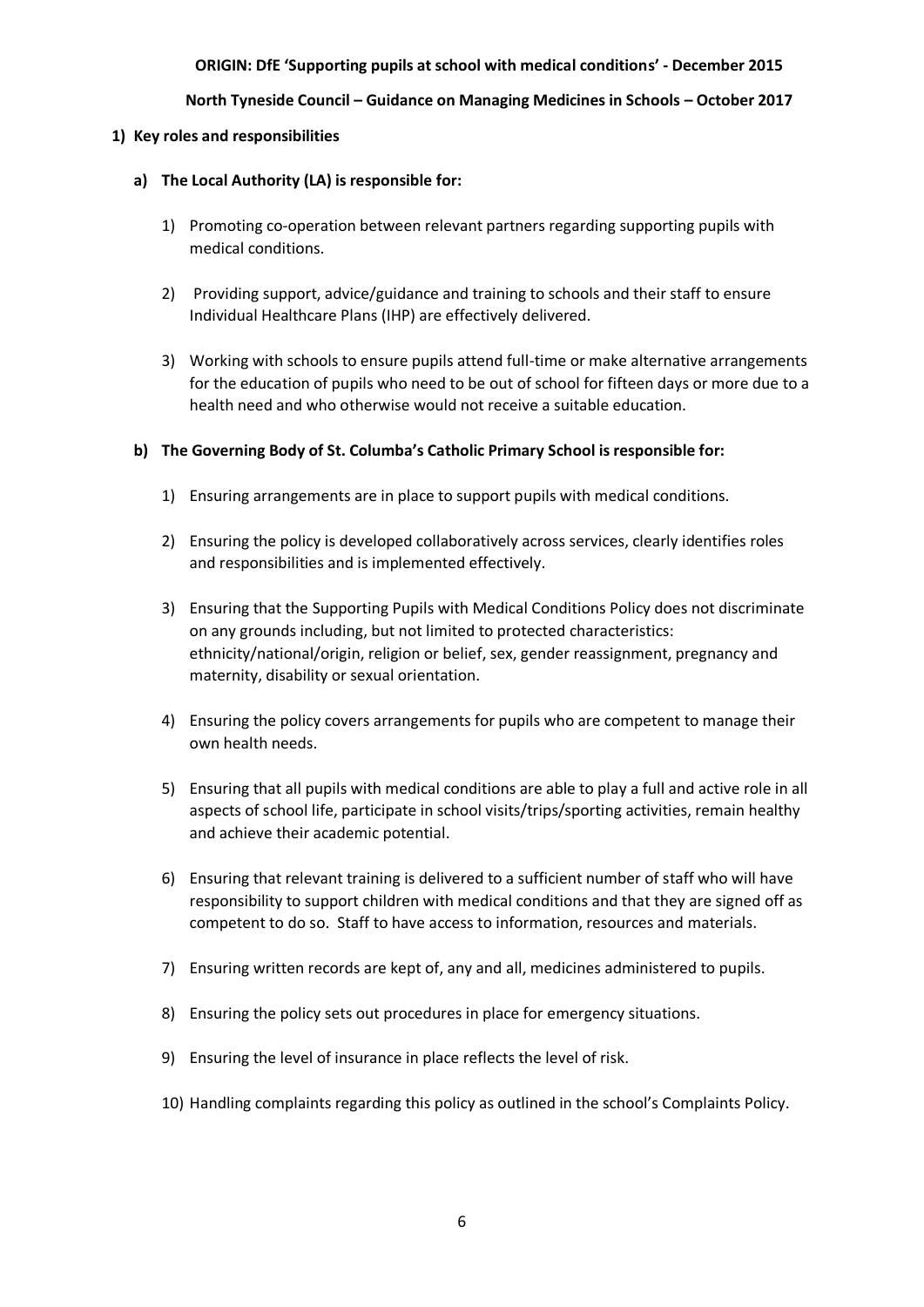**ORIGIN: DfE 'Supporting pupils at school with medical conditions' - December 2015**

**North Tyneside Council – Guidance on Managing Medicines in Schools – October 2017**

## 1) Key roles and responsibilities

### a) The Local Authority (LA) is responsible for:

1) Promoting co-operation between relevant partners regarding supporting pupils with medical conditions.

2) Providing support, advice/guidance and training to schools and their staff to ensure Individual Healthcare Plans (IHP) are effectively delivered.

3) Working with schools to ensure pupils attend full-time or make alternative arrangements for the education of pupils who need to be out of school for fifteen days or more due to a health need and who otherwise would not receive a suitable education.

### b) The Governing Body of St. Columba's Catholic Primary School is responsible for:

1) Ensuring arrangements are in place to support pupils with medical conditions.

2) Ensuring the policy is developed collaboratively across services, clearly identifies roles and responsibilities and is implemented effectively.

3) Ensuring that the Supporting Pupils with Medical Conditions Policy does not discriminate on any grounds including, but not limited to protected characteristics: ethnicity/national/origin, religion or belief, sex, gender reassignment, pregnancy and maternity, disability or sexual orientation.

4) Ensuring the policy covers arrangements for pupils who are competent to manage their own health needs.

5) Ensuring that all pupils with medical conditions are able to play a full and active role in all aspects of school life, participate in school visits/trips/sporting activities, remain healthy and achieve their academic potential.

6) Ensuring that relevant training is delivered to a sufficient number of staff who will have responsibility to support children with medical conditions and that they are signed off as competent to do so. Staff to have access to information, resources and materials.

7) Ensuring written records are kept of, any and all, medicines administered to pupils.

8) Ensuring the policy sets out procedures in place for emergency situations.

9) Ensuring the level of insurance in place reflects the level of risk.

10) Handling complaints regarding this policy as outlined in the school's Complaints Policy.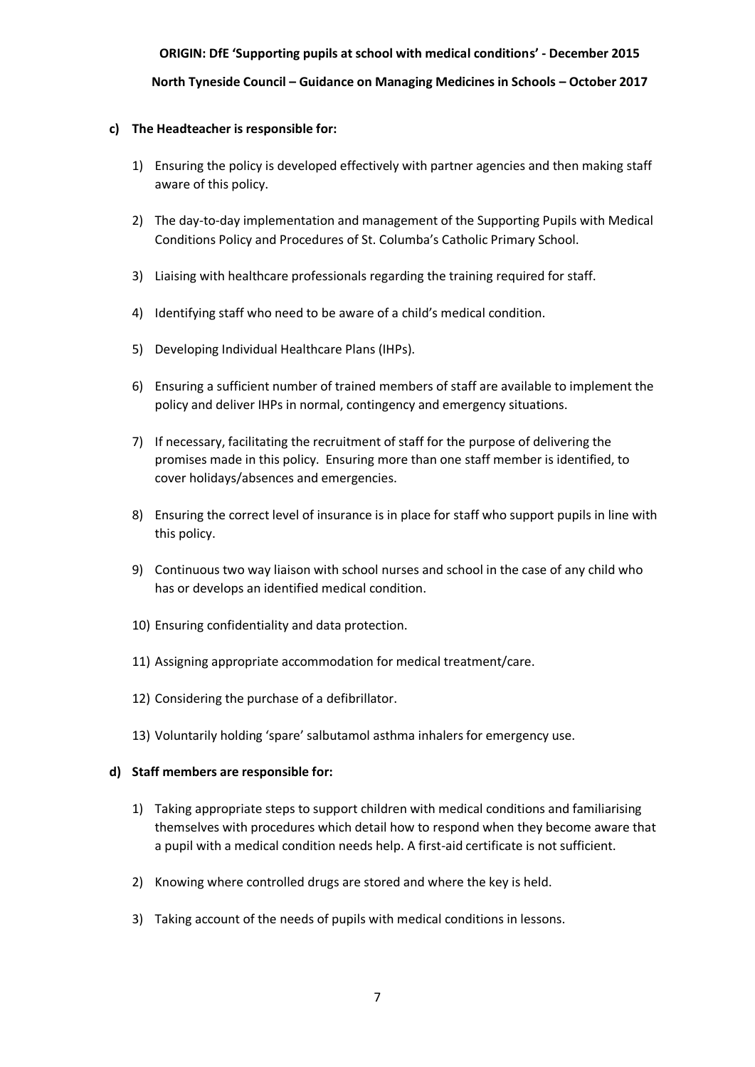**c) The Headteacher is responsible for:**

1) Ensuring the policy is developed effectively with partner agencies and then making staff aware of this policy.
2) The day-to-day implementation and management of the Supporting Pupils with Medical Conditions Policy and Procedures of St. Columba's Catholic Primary School.
3) Liaising with healthcare professionals regarding the training required for staff.
4) Identifying staff who need to be aware of a child's medical condition.
5) Developing Individual Healthcare Plans (IHPs).
6) Ensuring a sufficient number of trained members of staff are available to implement the policy and deliver IHPs in normal, contingency and emergency situations.
7) If necessary, facilitating the recruitment of staff for the purpose of delivering the promises made in this policy. Ensuring more than one staff member is identified, to cover holidays/absences and emergencies.
8) Ensuring the correct level of insurance is in place for staff who support pupils in line with this policy.
9) Continuous two way liaison with school nurses and school in the case of any child who has or develops an identified medical condition.
10) Ensuring confidentiality and data protection.
11) Assigning appropriate accommodation for medical treatment/care.
12) Considering the purchase of a defibrillator.
13) Voluntarily holding 'spare' salbutamol asthma inhalers for emergency use.

**d) Staff members are responsible for:**

1) Taking appropriate steps to support children with medical conditions and familiarising themselves with procedures which detail how to respond when they become aware that a pupil with a medical condition needs help. A first-aid certificate is not sufficient.
2) Knowing where controlled drugs are stored and where the key is held.
3) Taking account of the needs of pupils with medical conditions in lessons.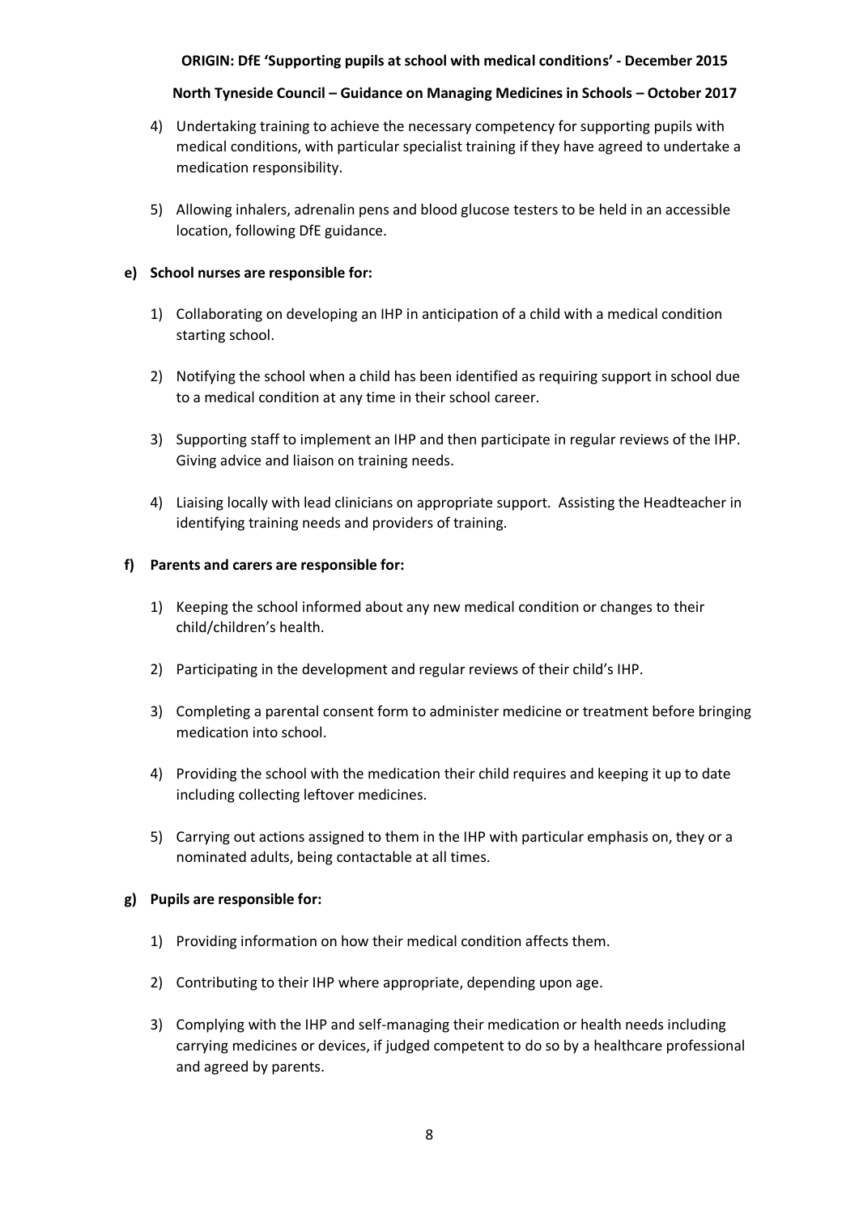4) Undertaking training to achieve the necessary competency for supporting pupils with medical conditions, with particular specialist training if they have agreed to undertake a medication responsibility.

5) Allowing inhalers, adrenalin pens and blood glucose testers to be held in an accessible location, following DfE guidance.

**e) School nurses are responsible for:**

1) Collaborating on developing an IHP in anticipation of a child with a medical condition starting school.

2) Notifying the school when a child has been identified as requiring support in school due to a medical condition at any time in their school career.

3) Supporting staff to implement an IHP and then participate in regular reviews of the IHP. Giving advice and liaison on training needs.

4) Liaising locally with lead clinicians on appropriate support. Assisting the Headteacher in identifying training needs and providers of training.

**f) Parents and carers are responsible for:**

1) Keeping the school informed about any new medical condition or changes to their child/children's health.

2) Participating in the development and regular reviews of their child's IHP.

3) Completing a parental consent form to administer medicine or treatment before bringing medication into school.

4) Providing the school with the medication their child requires and keeping it up to date including collecting leftover medicines.

5) Carrying out actions assigned to them in the IHP with particular emphasis on, they or a nominated adults, being contactable at all times.

**g) Pupils are responsible for:**

1) Providing information on how their medical condition affects them.

2) Contributing to their IHP where appropriate, depending upon age.

3) Complying with the IHP and self-managing their medication or health needs including carrying medicines or devices, if judged competent to do so by a healthcare professional and agreed by parents.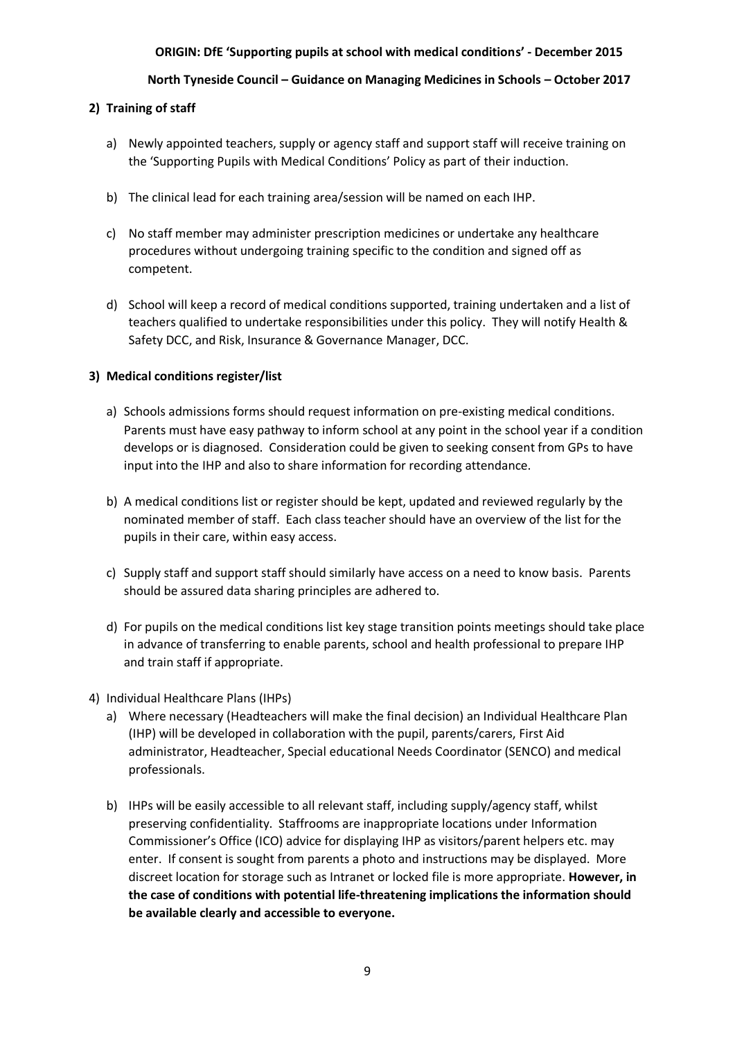**2) Training of staff**

a) Newly appointed teachers, supply or agency staff and support staff will receive training on the 'Supporting Pupils with Medical Conditions' Policy as part of their induction.

b) The clinical lead for each training area/session will be named on each IHP.

c) No staff member may administer prescription medicines or undertake any healthcare procedures without undergoing training specific to the condition and signed off as competent.

d) School will keep a record of medical conditions supported, training undertaken and a list of teachers qualified to undertake responsibilities under this policy. They will notify Health & Safety DCC, and Risk, Insurance & Governance Manager, DCC.

**3) Medical conditions register/list**

a) Schools admissions forms should request information on pre-existing medical conditions. Parents must have easy pathway to inform school at any point in the school year if a condition develops or is diagnosed. Consideration could be given to seeking consent from GPs to have input into the IHP and also to share information for recording attendance.

b) A medical conditions list or register should be kept, updated and reviewed regularly by the nominated member of staff. Each class teacher should have an overview of the list for the pupils in their care, within easy access.

c) Supply staff and support staff should similarly have access on a need to know basis. Parents should be assured data sharing principles are adhered to.

d) For pupils on the medical conditions list key stage transition points meetings should take place in advance of transferring to enable parents, school and health professional to prepare IHP and train staff if appropriate.

4) Individual Healthcare Plans (IHPs)

a) Where necessary (Headteachers will make the final decision) an Individual Healthcare Plan (IHP) will be developed in collaboration with the pupil, parents/carers, First Aid administrator, Headteacher, Special educational Needs Coordinator (SENCO) and medical professionals.

b) IHPs will be easily accessible to all relevant staff, including supply/agency staff, whilst preserving confidentiality. Staffrooms are inappropriate locations under Information Commissioner's Office (ICO) advice for displaying IHP as visitors/parent helpers etc. may enter. If consent is sought from parents a photo and instructions may be displayed. More discreet location for storage such as Intranet or locked file is more appropriate. **However, in the case of conditions with potential life-threatening implications the information should be available clearly and accessible to everyone.**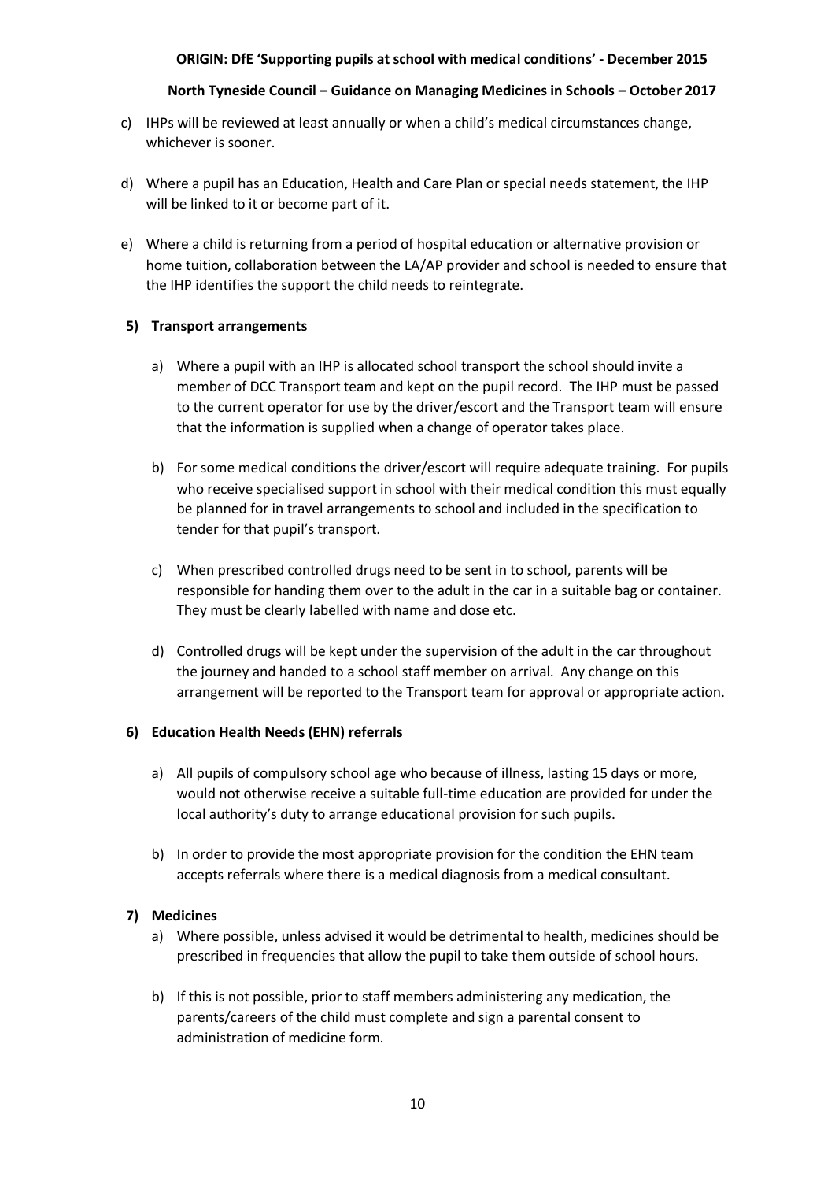c) IHPs will be reviewed at least annually or when a child's medical circumstances change, whichever is sooner.

d) Where a pupil has an Education, Health and Care Plan or special needs statement, the IHP will be linked to it or become part of it.

e) Where a child is returning from a period of hospital education or alternative provision or home tuition, collaboration between the LA/AP provider and school is needed to ensure that the IHP identifies the support the child needs to reintegrate.

**5) Transport arrangements**

a) Where a pupil with an IHP is allocated school transport the school should invite a member of DCC Transport team and kept on the pupil record. The IHP must be passed to the current operator for use by the driver/escort and the Transport team will ensure that the information is supplied when a change of operator takes place.

b) For some medical conditions the driver/escort will require adequate training. For pupils who receive specialised support in school with their medical condition this must equally be planned for in travel arrangements to school and included in the specification to tender for that pupil's transport.

c) When prescribed controlled drugs need to be sent in to school, parents will be responsible for handing them over to the adult in the car in a suitable bag or container. They must be clearly labelled with name and dose etc.

d) Controlled drugs will be kept under the supervision of the adult in the car throughout the journey and handed to a school staff member on arrival. Any change on this arrangement will be reported to the Transport team for approval or appropriate action.

**6) Education Health Needs (EHN) referrals**

a) All pupils of compulsory school age who because of illness, lasting 15 days or more, would not otherwise receive a suitable full-time education are provided for under the local authority's duty to arrange educational provision for such pupils.

b) In order to provide the most appropriate provision for the condition the EHN team accepts referrals where there is a medical diagnosis from a medical consultant.

**7) Medicines**

a) Where possible, unless advised it would be detrimental to health, medicines should be prescribed in frequencies that allow the pupil to take them outside of school hours.

b) If this is not possible, prior to staff members administering any medication, the parents/careers of the child must complete and sign a parental consent to administration of medicine form.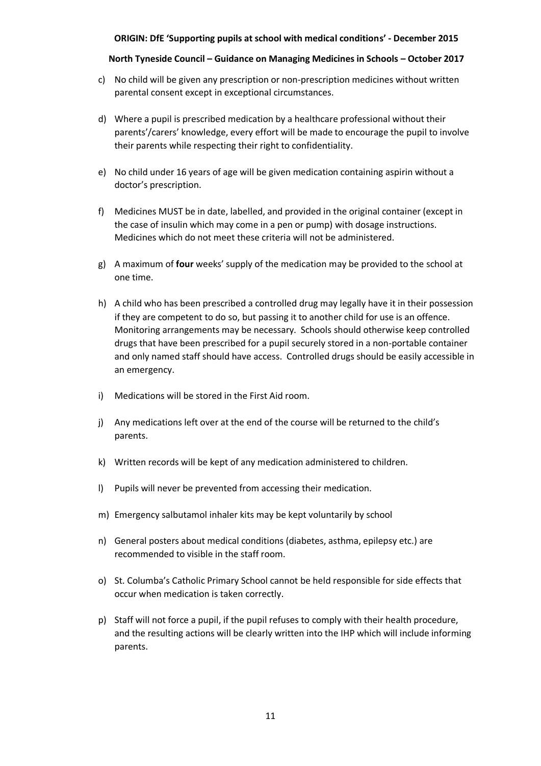c) No child will be given any prescription or non-prescription medicines without written parental consent except in exceptional circumstances.

d) Where a pupil is prescribed medication by a healthcare professional without their parents'/carers' knowledge, every effort will be made to encourage the pupil to involve their parents while respecting their right to confidentiality.

e) No child under 16 years of age will be given medication containing aspirin without a doctor's prescription.

f) Medicines MUST be in date, labelled, and provided in the original container (except in the case of insulin which may come in a pen or pump) with dosage instructions. Medicines which do not meet these criteria will not be administered.

g) A maximum of **four** weeks' supply of the medication may be provided to the school at one time.

h) A child who has been prescribed a controlled drug may legally have it in their possession if they are competent to do so, but passing it to another child for use is an offence. Monitoring arrangements may be necessary. Schools should otherwise keep controlled drugs that have been prescribed for a pupil securely stored in a non-portable container and only named staff should have access. Controlled drugs should be easily accessible in an emergency.

i) Medications will be stored in the First Aid room.

j) Any medications left over at the end of the course will be returned to the child's parents.

k) Written records will be kept of any medication administered to children.

l) Pupils will never be prevented from accessing their medication.

m) Emergency salbutamol inhaler kits may be kept voluntarily by school

n) General posters about medical conditions (diabetes, asthma, epilepsy etc.) are recommended to visible in the staff room.

o) St. Columba's Catholic Primary School cannot be held responsible for side effects that occur when medication is taken correctly.

p) Staff will not force a pupil, if the pupil refuses to comply with their health procedure, and the resulting actions will be clearly written into the IHP which will include informing parents.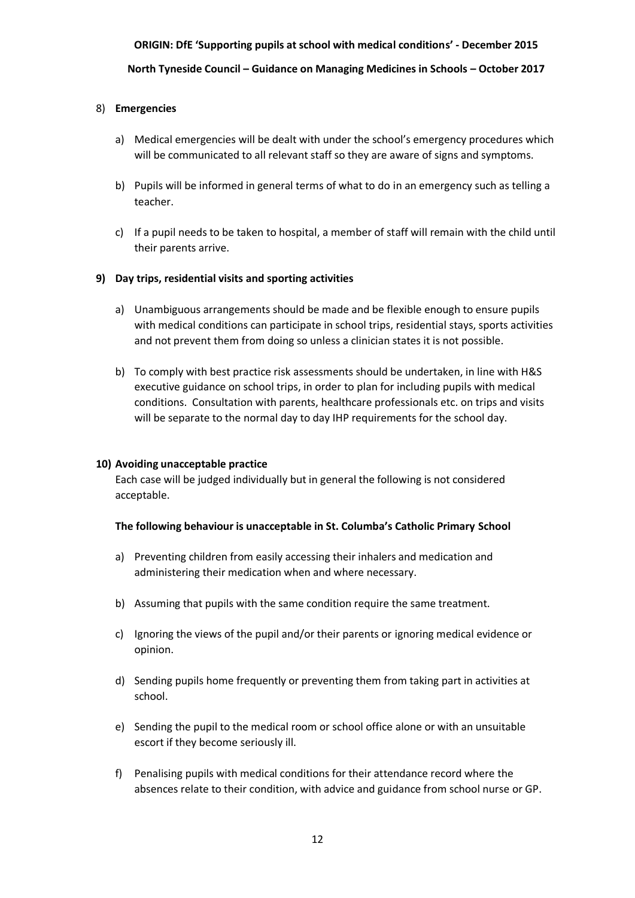**ORIGIN: DfE 'Supporting pupils at school with medical conditions' - December 2015**

**North Tyneside Council – Guidance on Managing Medicines in Schools – October 2017**

8) **Emergencies**

   a) Medical emergencies will be dealt with under the school's emergency procedures which will be communicated to all relevant staff so they are aware of signs and symptoms.

   b) Pupils will be informed in general terms of what to do in an emergency such as telling a teacher.

   c) If a pupil needs to be taken to hospital, a member of staff will remain with the child until their parents arrive.

**9) Day trips, residential visits and sporting activities**

   a) Unambiguous arrangements should be made and be flexible enough to ensure pupils with medical conditions can participate in school trips, residential stays, sports activities and not prevent them from doing so unless a clinician states it is not possible.

   b) To comply with best practice risk assessments should be undertaken, in line with H&S executive guidance on school trips, in order to plan for including pupils with medical conditions. Consultation with parents, healthcare professionals etc. on trips and visits will be separate to the normal day to day IHP requirements for the school day.

**10) Avoiding unacceptable practice**

Each case will be judged individually but in general the following is not considered acceptable.

**The following behaviour is unacceptable in St. Columba's Catholic Primary School**

   a) Preventing children from easily accessing their inhalers and medication and administering their medication when and where necessary.

   b) Assuming that pupils with the same condition require the same treatment.

   c) Ignoring the views of the pupil and/or their parents or ignoring medical evidence or opinion.

   d) Sending pupils home frequently or preventing them from taking part in activities at school.

   e) Sending the pupil to the medical room or school office alone or with an unsuitable escort if they become seriously ill.

   f) Penalising pupils with medical conditions for their attendance record where the absences relate to their condition, with advice and guidance from school nurse or GP.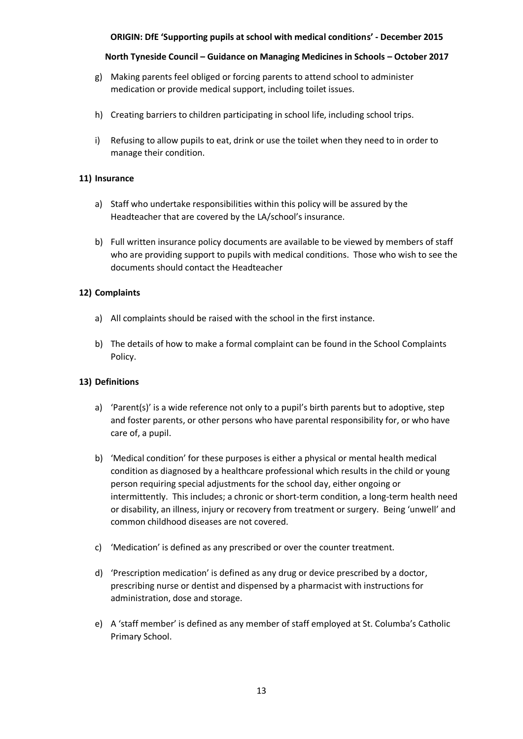g) Making parents feel obliged or forcing parents to attend school to administer medication or provide medical support, including toilet issues.

h) Creating barriers to children participating in school life, including school trips.

i) Refusing to allow pupils to eat, drink or use the toilet when they need to in order to manage their condition.

**11) Insurance**

a) Staff who undertake responsibilities within this policy will be assured by the Headteacher that are covered by the LA/school's insurance.

b) Full written insurance policy documents are available to be viewed by members of staff who are providing support to pupils with medical conditions. Those who wish to see the documents should contact the Headteacher

**12) Complaints**

a) All complaints should be raised with the school in the first instance.

b) The details of how to make a formal complaint can be found in the School Complaints Policy.

**13) Definitions**

a) 'Parent(s)' is a wide reference not only to a pupil's birth parents but to adoptive, step and foster parents, or other persons who have parental responsibility for, or who have care of, a pupil.

b) 'Medical condition' for these purposes is either a physical or mental health medical condition as diagnosed by a healthcare professional which results in the child or young person requiring special adjustments for the school day, either ongoing or intermittently. This includes; a chronic or short-term condition, a long-term health need or disability, an illness, injury or recovery from treatment or surgery. Being 'unwell' and common childhood diseases are not covered.

c) 'Medication' is defined as any prescribed or over the counter treatment.

d) 'Prescription medication' is defined as any drug or device prescribed by a doctor, prescribing nurse or dentist and dispensed by a pharmacist with instructions for administration, dose and storage.

e) A 'staff member' is defined as any member of staff employed at St. Columba's Catholic Primary School.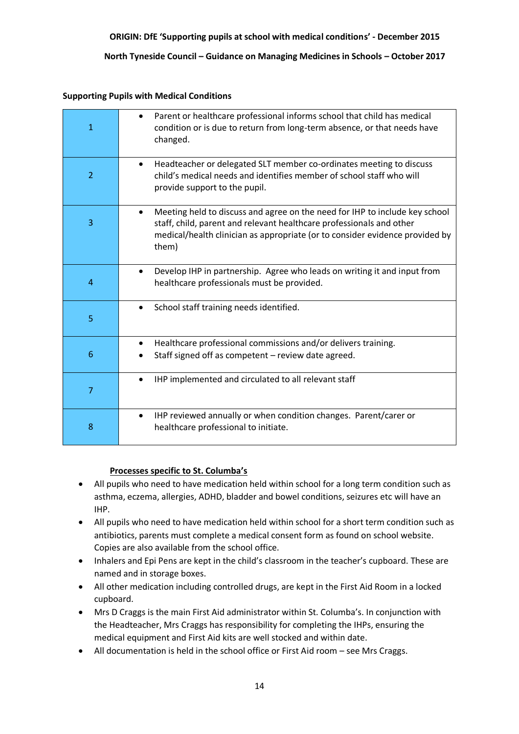**ORIGIN: DfE 'Supporting pupils at school with medical conditions' - December 2015**

**North Tyneside Council – Guidance on Managing Medicines in Schools – October 2017**

**Supporting Pupils with Medical Conditions**

| | |
|---|---|
| 1 | • Parent or healthcare professional informs school that child has medical condition or is due to return from long-term absence, or that needs have changed. |
| 2 | • Headteacher or delegated SLT member co-ordinates meeting to discuss child's medical needs and identifies member of school staff who will provide support to the pupil. |
| 3 | • Meeting held to discuss and agree on the need for IHP to include key school staff, child, parent and relevant healthcare professionals and other medical/health clinician as appropriate (or to consider evidence provided by them) |
| 4 | • Develop IHP in partnership. Agree who leads on writing it and input from healthcare professionals must be provided. |
| 5 | • School staff training needs identified. |
| 6 | • Healthcare professional commissions and/or delivers training.<br>• Staff signed off as competent – review date agreed. |
| 7 | • IHP implemented and circulated to all relevant staff |
| 8 | • IHP reviewed annually or when condition changes. Parent/carer or healthcare professional to initiate. |

**Processes specific to St. Columba's**

- All pupils who need to have medication held within school for a long term condition such as asthma, eczema, allergies, ADHD, bladder and bowel conditions, seizures etc will have an IHP.
- All pupils who need to have medication held within school for a short term condition such as antibiotics, parents must complete a medical consent form as found on school website. Copies are also available from the school office.
- Inhalers and Epi Pens are kept in the child's classroom in the teacher's cupboard. These are named and in storage boxes.
- All other medication including controlled drugs, are kept in the First Aid Room in a locked cupboard.
- Mrs D Craggs is the main First Aid administrator within St. Columba's. In conjunction with the Headteacher, Mrs Craggs has responsibility for completing the IHPs, ensuring the medical equipment and First Aid kits are well stocked and within date.
- All documentation is held in the school office or First Aid room – see Mrs Craggs.